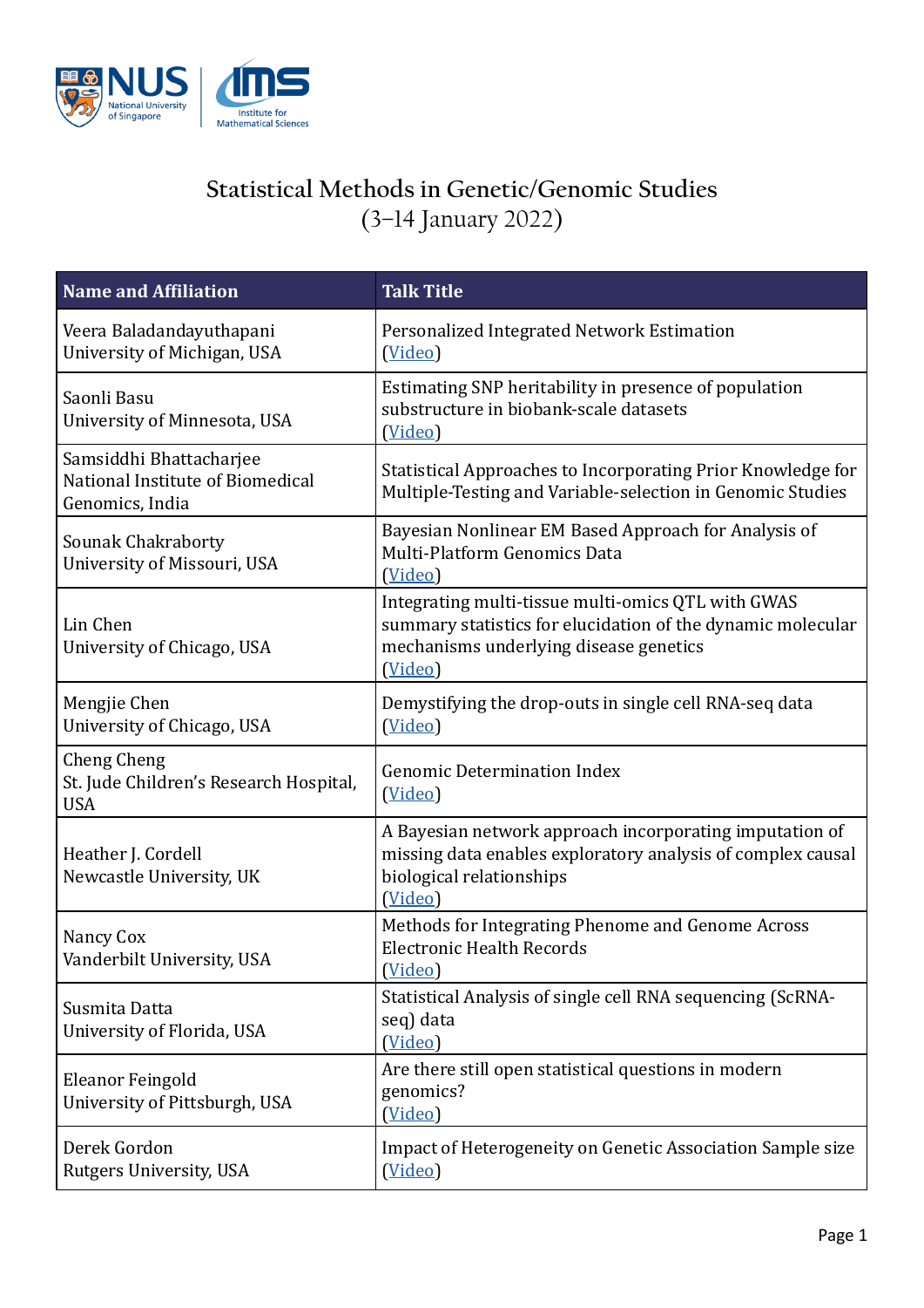# Statistical Methods in Genetic/Genomic Studies

## (3–14 January 2022)

| Name and Affiliation | Talk Title |
|---|---|
| Veera Baladandayuthapani<br>University of Michigan, USA | Personalized Integrated Network Estimation<br>(Video) |
| Saonli Basu<br>University of Minnesota, USA | Estimating SNP heritability in presence of population substructure in biobank-scale datasets<br>(Video) |
| Samsiddhi Bhattacharjee<br>National Institute of Biomedical Genomics, India | Statistical Approaches to Incorporating Prior Knowledge for Multiple-Testing and Variable-selection in Genomic Studies |
| Sounak Chakraborty<br>University of Missouri, USA | Bayesian Nonlinear EM Based Approach for Analysis of Multi-Platform Genomics Data<br>(Video) |
| Lin Chen<br>University of Chicago, USA | Integrating multi-tissue multi-omics QTL with GWAS summary statistics for elucidation of the dynamic molecular mechanisms underlying disease genetics<br>(Video) |
| Mengjie Chen<br>University of Chicago, USA | Demystifying the drop-outs in single cell RNA-seq data<br>(Video) |
| Cheng Cheng<br>St. Jude Children's Research Hospital, USA | Genomic Determination Index<br>(Video) |
| Heather J. Cordell<br>Newcastle University, UK | A Bayesian network approach incorporating imputation of missing data enables exploratory analysis of complex causal biological relationships<br>(Video) |
| Nancy Cox<br>Vanderbilt University, USA | Methods for Integrating Phenome and Genome Across Electronic Health Records<br>(Video) |
| Susmita Datta<br>University of Florida, USA | Statistical Analysis of single cell RNA sequencing (ScRNA-seq) data<br>(Video) |
| Eleanor Feingold<br>University of Pittsburgh, USA | Are there still open statistical questions in modern genomics?<br>(Video) |
| Derek Gordon<br>Rutgers University, USA | Impact of Heterogeneity on Genetic Association Sample size<br>(Video) |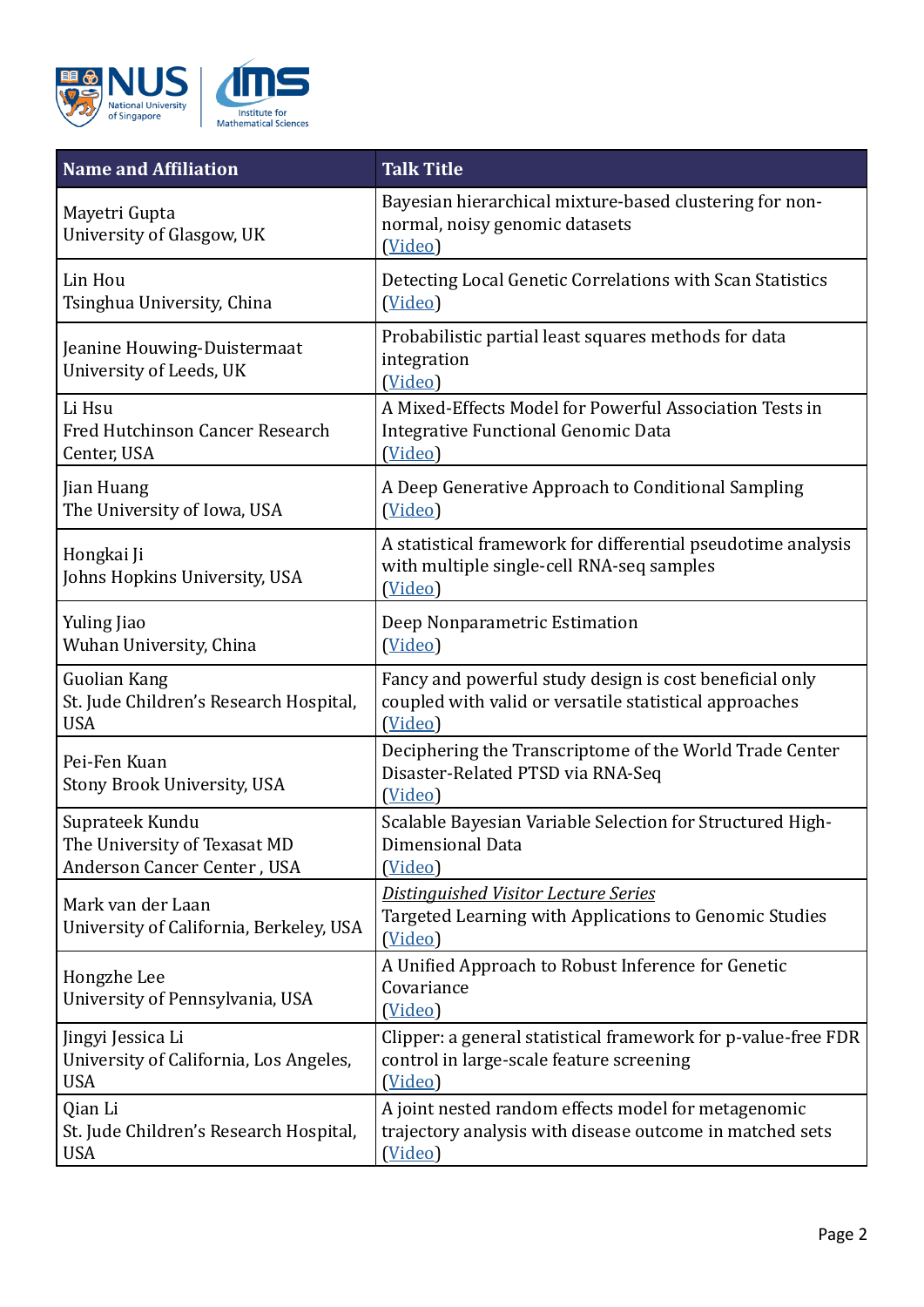| Name and Affiliation | Talk Title |
| --- | --- |
| Mayetri Gupta<br>University of Glasgow, UK | Bayesian hierarchical mixture-based clustering for non-normal, noisy genomic datasets<br>(Video) |
| Lin Hou<br>Tsinghua University, China | Detecting Local Genetic Correlations with Scan Statistics<br>(Video) |
| Jeanine Houwing-Duistermaat<br>University of Leeds, UK | Probabilistic partial least squares methods for data integration<br>(Video) |
| Li Hsu<br>Fred Hutchinson Cancer Research Center, USA | A Mixed-Effects Model for Powerful Association Tests in Integrative Functional Genomic Data<br>(Video) |
| Jian Huang<br>The University of Iowa, USA | A Deep Generative Approach to Conditional Sampling<br>(Video) |
| Hongkai Ji<br>Johns Hopkins University, USA | A statistical framework for differential pseudotime analysis with multiple single-cell RNA-seq samples<br>(Video) |
| Yuling Jiao<br>Wuhan University, China | Deep Nonparametric Estimation<br>(Video) |
| Guolian Kang<br>St. Jude Children's Research Hospital, USA | Fancy and powerful study design is cost beneficial only coupled with valid or versatile statistical approaches<br>(Video) |
| Pei-Fen Kuan<br>Stony Brook University, USA | Deciphering the Transcriptome of the World Trade Center Disaster-Related PTSD via RNA-Seq<br>(Video) |
| Suprateek Kundu<br>The University of Texasat MD Anderson Cancer Center , USA | Scalable Bayesian Variable Selection for Structured High-Dimensional Data<br>(Video) |
| Mark van der Laan<br>University of California, Berkeley, USA | *Distinguished Visitor Lecture Series*<br>Targeted Learning with Applications to Genomic Studies<br>(Video) |
| Hongzhe Lee<br>University of Pennsylvania, USA | A Unified Approach to Robust Inference for Genetic Covariance<br>(Video) |
| Jingyi Jessica Li<br>University of California, Los Angeles, USA | Clipper: a general statistical framework for p-value-free FDR control in large-scale feature screening<br>(Video) |
| Qian Li<br>St. Jude Children's Research Hospital, USA | A joint nested random effects model for metagenomic trajectory analysis with disease outcome in matched sets<br>(Video) |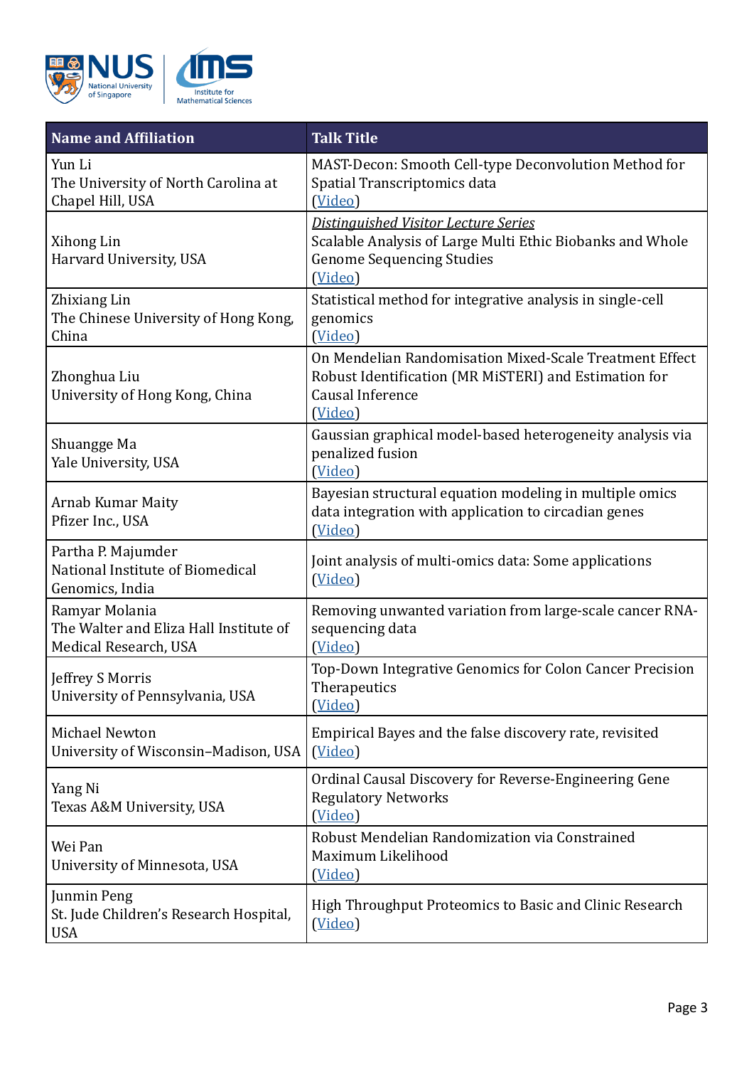| Name and Affiliation | Talk Title |
|---|---|
| Yun Li<br>The University of North Carolina at Chapel Hill, USA | MAST-Decon: Smooth Cell-type Deconvolution Method for Spatial Transcriptomics data<br>(Video) |
| Xihong Lin<br>Harvard University, USA | *Distinguished Visitor Lecture Series*<br>Scalable Analysis of Large Multi Ethic Biobanks and Whole Genome Sequencing Studies<br>(Video) |
| Zhixiang Lin<br>The Chinese University of Hong Kong, China | Statistical method for integrative analysis in single-cell genomics<br>(Video) |
| Zhonghua Liu<br>University of Hong Kong, China | On Mendelian Randomisation Mixed-Scale Treatment Effect Robust Identification (MR MiSTERI) and Estimation for Causal Inference<br>(Video) |
| Shuangge Ma<br>Yale University, USA | Gaussian graphical model-based heterogeneity analysis via penalized fusion<br>(Video) |
| Arnab Kumar Maity<br>Pfizer Inc., USA | Bayesian structural equation modeling in multiple omics data integration with application to circadian genes<br>(Video) |
| Partha P. Majumder<br>National Institute of Biomedical Genomics, India | Joint analysis of multi-omics data: Some applications<br>(Video) |
| Ramyar Molania<br>The Walter and Eliza Hall Institute of Medical Research, USA | Removing unwanted variation from large-scale cancer RNA-sequencing data<br>(Video) |
| Jeffrey S Morris<br>University of Pennsylvania, USA | Top-Down Integrative Genomics for Colon Cancer Precision Therapeutics<br>(Video) |
| Michael Newton<br>University of Wisconsin–Madison, USA | Empirical Bayes and the false discovery rate, revisited<br>(Video) |
| Yang Ni<br>Texas A&M University, USA | Ordinal Causal Discovery for Reverse-Engineering Gene Regulatory Networks<br>(Video) |
| Wei Pan<br>University of Minnesota, USA | Robust Mendelian Randomization via Constrained Maximum Likelihood<br>(Video) |
| Junmin Peng<br>St. Jude Children's Research Hospital, USA | High Throughput Proteomics to Basic and Clinic Research<br>(Video) |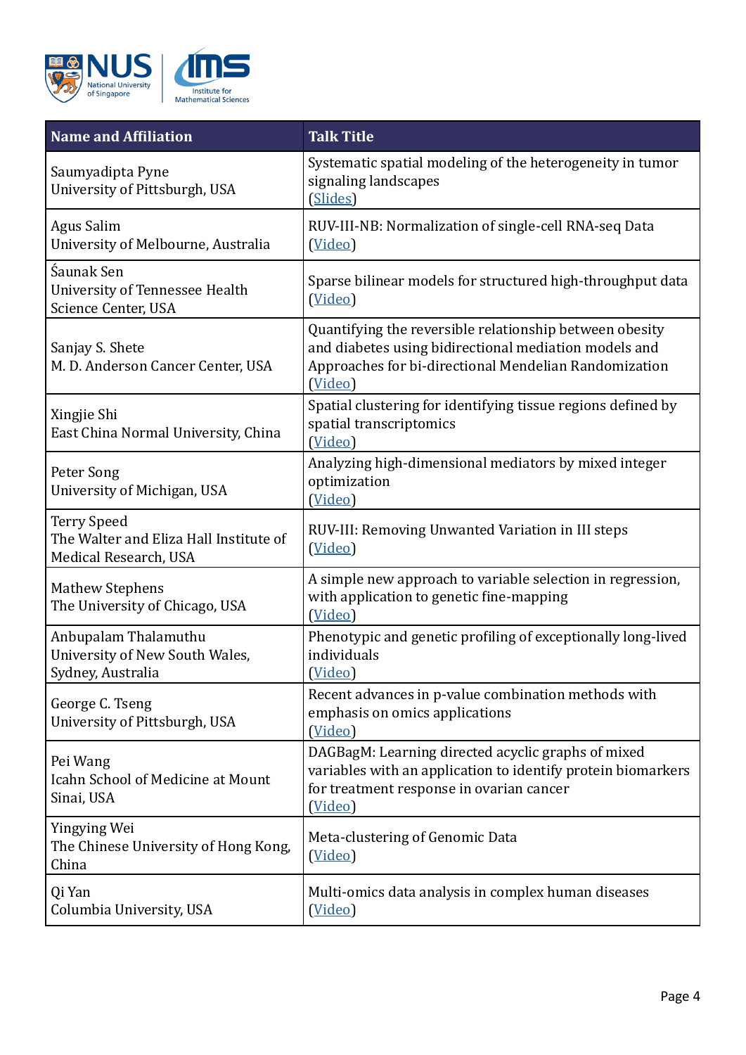| Name and Affiliation | Talk Title |
|---|---|
| Saumyadipta Pyne<br>University of Pittsburgh, USA | Systematic spatial modeling of the heterogeneity in tumor signaling landscapes<br>(Slides) |
| Agus Salim<br>University of Melbourne, Australia | RUV-III-NB: Normalization of single-cell RNA-seq Data<br>(Video) |
| Śaunak Sen<br>University of Tennessee Health Science Center, USA | Sparse bilinear models for structured high-throughput data<br>(Video) |
| Sanjay S. Shete<br>M. D. Anderson Cancer Center, USA | Quantifying the reversible relationship between obesity and diabetes using bidirectional mediation models and Approaches for bi-directional Mendelian Randomization<br>(Video) |
| Xingjie Shi<br>East China Normal University, China | Spatial clustering for identifying tissue regions defined by spatial transcriptomics<br>(Video) |
| Peter Song<br>University of Michigan, USA | Analyzing high-dimensional mediators by mixed integer optimization<br>(Video) |
| Terry Speed<br>The Walter and Eliza Hall Institute of Medical Research, USA | RUV-III: Removing Unwanted Variation in III steps<br>(Video) |
| Mathew Stephens<br>The University of Chicago, USA | A simple new approach to variable selection in regression, with application to genetic fine-mapping<br>(Video) |
| Anbupalam Thalamuthu<br>University of New South Wales, Sydney, Australia | Phenotypic and genetic profiling of exceptionally long-lived individuals<br>(Video) |
| George C. Tseng<br>University of Pittsburgh, USA | Recent advances in p-value combination methods with emphasis on omics applications<br>(Video) |
| Pei Wang<br>Icahn School of Medicine at Mount Sinai, USA | DAGBagM: Learning directed acyclic graphs of mixed variables with an application to identify protein biomarkers for treatment response in ovarian cancer<br>(Video) |
| Yingying Wei<br>The Chinese University of Hong Kong, China | Meta-clustering of Genomic Data<br>(Video) |
| Qi Yan<br>Columbia University, USA | Multi-omics data analysis in complex human diseases<br>(Video) |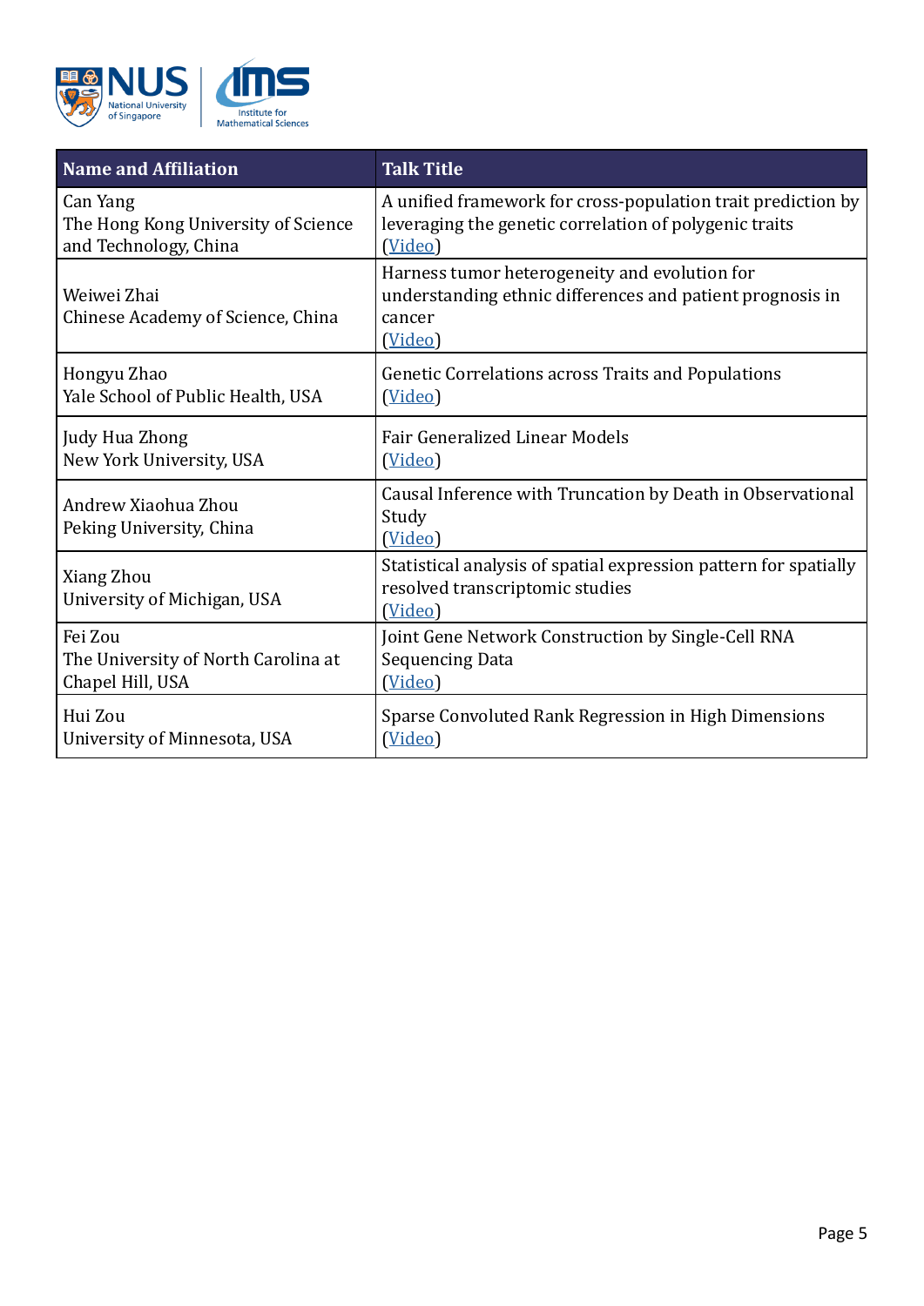| Name and Affiliation | Talk Title |
|---|---|
| Can Yang<br>The Hong Kong University of Science and Technology, China | A unified framework for cross-population trait prediction by leveraging the genetic correlation of polygenic traits<br>(Video) |
| Weiwei Zhai<br>Chinese Academy of Science, China | Harness tumor heterogeneity and evolution for understanding ethnic differences and patient prognosis in cancer<br>(Video) |
| Hongyu Zhao<br>Yale School of Public Health, USA | Genetic Correlations across Traits and Populations<br>(Video) |
| Judy Hua Zhong<br>New York University, USA | Fair Generalized Linear Models<br>(Video) |
| Andrew Xiaohua Zhou<br>Peking University, China | Causal Inference with Truncation by Death in Observational Study<br>(Video) |
| Xiang Zhou<br>University of Michigan, USA | Statistical analysis of spatial expression pattern for spatially resolved transcriptomic studies<br>(Video) |
| Fei Zou<br>The University of North Carolina at Chapel Hill, USA | Joint Gene Network Construction by Single-Cell RNA Sequencing Data<br>(Video) |
| Hui Zou<br>University of Minnesota, USA | Sparse Convoluted Rank Regression in High Dimensions<br>(Video) |